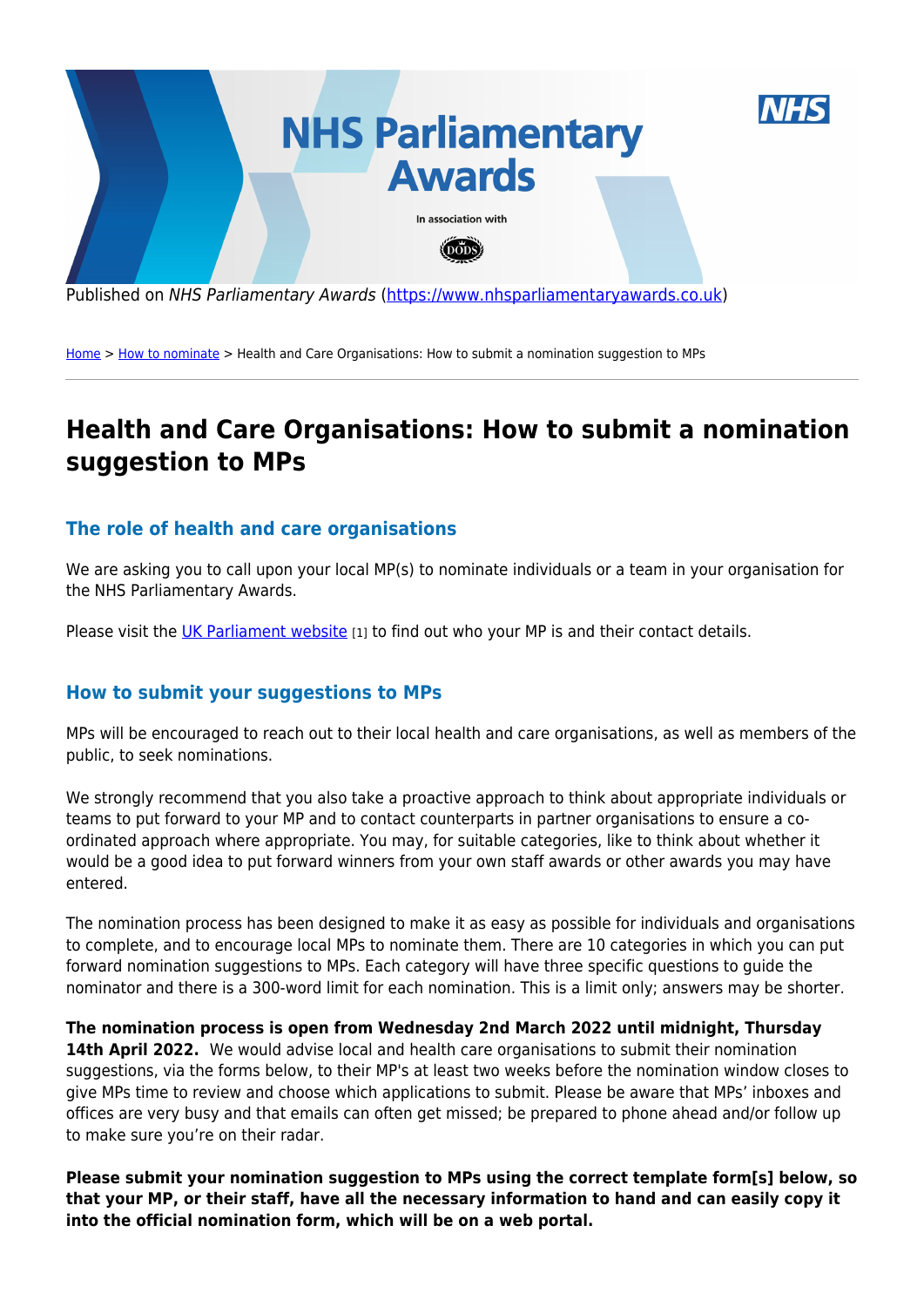Published on *NHS Parliamentary Awards* (https://www.nhsparliamentaryawards.co.uk)

Home > How to nominate > Health and Care Organisations: How to submit a nomination suggestion to MPs

# Health and Care Organisations: How to submit a nomination suggestion to MPs

## The role of health and care organisations

We are asking you to call upon your local MP(s) to nominate individuals or a team in your organisation for the NHS Parliamentary Awards.

Please visit the UK Parliament website [1] to find out who your MP is and their contact details.

## How to submit your suggestions to MPs

MPs will be encouraged to reach out to their local health and care organisations, as well as members of the public, to seek nominations.

We strongly recommend that you also take a proactive approach to think about appropriate individuals or teams to put forward to your MP and to contact counterparts in partner organisations to ensure a co-ordinated approach where appropriate. You may, for suitable categories, like to think about whether it would be a good idea to put forward winners from your own staff awards or other awards you may have entered.

The nomination process has been designed to make it as easy as possible for individuals and organisations to complete, and to encourage local MPs to nominate them. There are 10 categories in which you can put forward nomination suggestions to MPs. Each category will have three specific questions to guide the nominator and there is a 300-word limit for each nomination. This is a limit only; answers may be shorter.

**The nomination process is open from Wednesday 2nd March 2022 until midnight, Thursday 14th April 2022.** We would advise local and health care organisations to submit their nomination suggestions, via the forms below, to their MP's at least two weeks before the nomination window closes to give MPs time to review and choose which applications to submit. Please be aware that MPs' inboxes and offices are very busy and that emails can often get missed; be prepared to phone ahead and/or follow up to make sure you're on their radar.

**Please submit your nomination suggestion to MPs using the correct template form[s] below, so that your MP, or their staff, have all the necessary information to hand and can easily copy it into the official nomination form, which will be on a web portal.**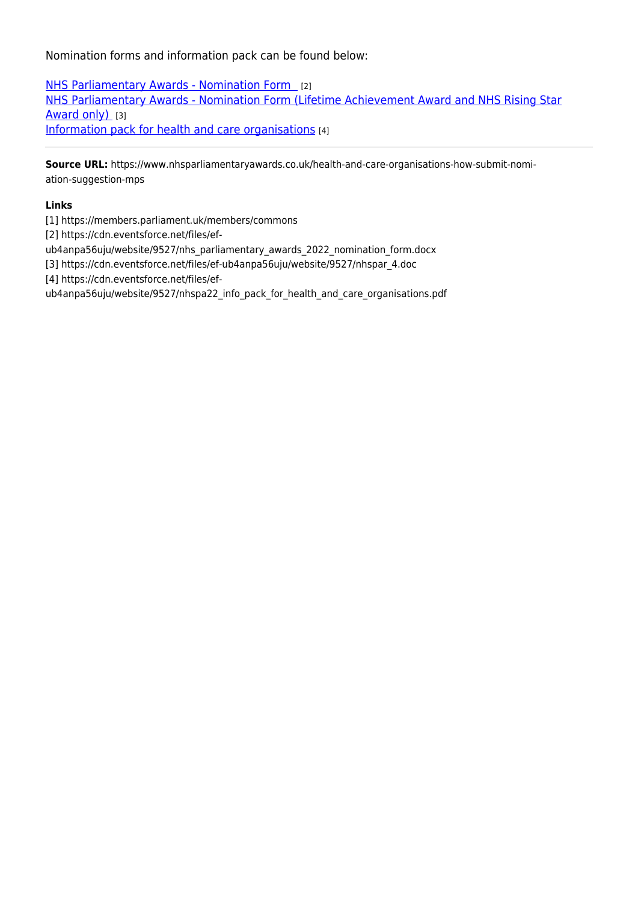Nomination forms and information pack can be found below:

[NHS Parliamentary Awards - Nomination Form ] [2]
[NHS Parliamentary Awards - Nomination Form (Lifetime Achievement Award and NHS Rising Star Award only) ] [3]
[Information pack for health and care organisations] [4]

---

**Source URL:** https://www.nhsparliamentaryawards.co.uk/health-and-care-organisations-how-submit-nomination-suggestion-mps

**Links**

[1] https://members.parliament.uk/members/commons
[2] https://cdn.eventsforce.net/files/ef-ub4anpa56uju/website/9527/nhs_parliamentary_awards_2022_nomination_form.docx
[3] https://cdn.eventsforce.net/files/ef-ub4anpa56uju/website/9527/nhspar_4.doc
[4] https://cdn.eventsforce.net/files/ef-ub4anpa56uju/website/9527/nhspa22_info_pack_for_health_and_care_organisations.pdf